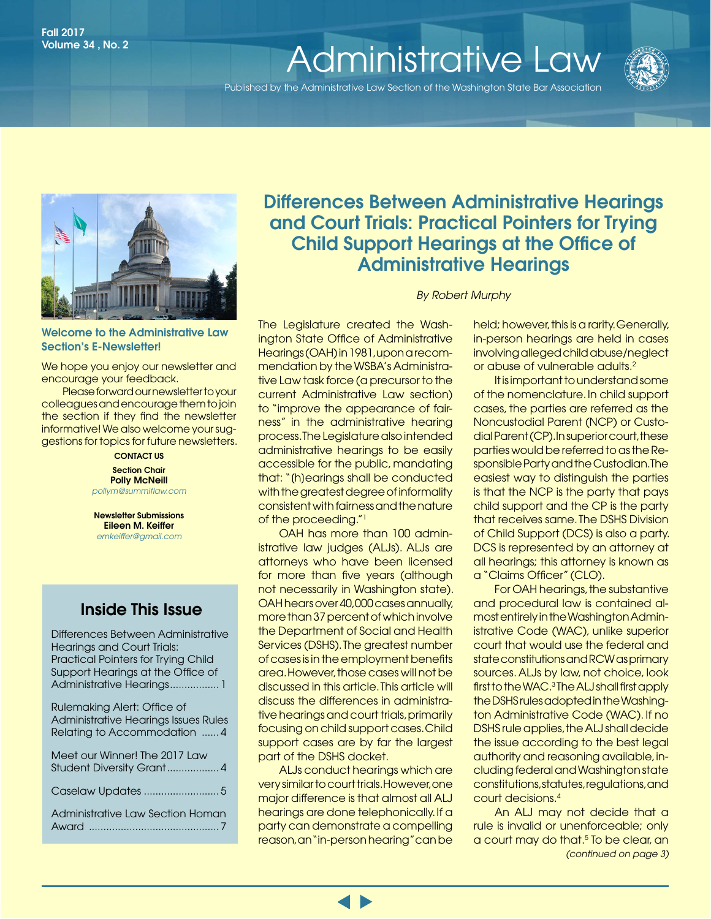Fall 2017
Volume 34 , No. 2

# Administrative Law

Published by the Administrative Law Section of the Washington State Bar Association

**Welcome to the Administrative Law Section's E-Newsletter!**

We hope you enjoy our newsletter and encourage your feedback.

Please forward our newsletter to your colleagues and encourage them to join the section if they find the newsletter informative! We also welcome your suggestions for topics for future newsletters.

**CONTACT US**

**Section Chair**
**Polly McNeill**
*pollym@summitlaw.com*

**Newsletter Submissions**
**Eileen M. Keiffer**
*emkeiffer@gmail.com*

## Inside This Issue

- Differences Between Administrative Hearings and Court Trials: Practical Pointers for Trying Child Support Hearings at the Office of Administrative Hearings ................. 1
- Rulemaking Alert: Office of Administrative Hearings Issues Rules Relating to Accommodation ...... 4
- Meet our Winner! The 2017 Law Student Diversity Grant .................. 4
- Caselaw Updates .......................... 5
- Administrative Law Section Homan Award ............................................. 7

## Differences Between Administrative Hearings and Court Trials: Practical Pointers for Trying Child Support Hearings at the Office of Administrative Hearings

*By Robert Murphy*

The Legislature created the Washington State Office of Administrative Hearings (OAH) in 1981, upon a recommendation by the WSBA's Administrative Law task force (a precursor to the current Administrative Law section) to "improve the appearance of fairness" in the administrative hearing process. The Legislature also intended administrative hearings to be easily accessible for the public, mandating that: "(h)earings shall be conducted with the greatest degree of informality consistent with fairness and the nature of the proceeding."[1]

OAH has more than 100 administrative law judges (ALJs). ALJs are attorneys who have been licensed for more than five years (although not necessarily in Washington state). OAH hears over 40,000 cases annually, more than 37 percent of which involve the Department of Social and Health Services (DSHS). The greatest number of cases is in the employment benefits area. However, those cases will not be discussed in this article. This article will discuss the differences in administrative hearings and court trials, primarily focusing on child support cases. Child support cases are by far the largest part of the DSHS docket.

ALJs conduct hearings which are very similar to court trials. However, one major difference is that almost all ALJ hearings are done telephonically. If a party can demonstrate a compelling reason, an "in-person hearing" can be held; however, this is a rarity. Generally, in-person hearings are held in cases involving alleged child abuse/neglect or abuse of vulnerable adults.[2]

It is important to understand some of the nomenclature. In child support cases, the parties are referred as the Noncustodial Parent (NCP) or Custodial Parent (CP). In superior court, these parties would be referred to as the Responsible Party and the Custodian. The easiest way to distinguish the parties is that the NCP is the party that pays child support and the CP is the party that receives same. The DSHS Division of Child Support (DCS) is also a party. DCS is represented by an attorney at all hearings; this attorney is known as a "Claims Officer" (CLO).

For OAH hearings, the substantive and procedural law is contained almost entirely in the Washington Administrative Code (WAC), unlike superior court that would use the federal and state constitutions and RCW as primary sources. ALJs by law, not choice, look first to the WAC.[3] The ALJ shall first apply the DSHS rules adopted in the Washington Administrative Code (WAC). If no DSHS rule applies, the ALJ shall decide the issue according to the best legal authority and reasoning available, including federal and Washington state constitutions, statutes, regulations, and court decisions.[4]

An ALJ may not decide that a rule is invalid or unenforceable; only a court may do that.[5] To be clear, an

*(continued on page 3)*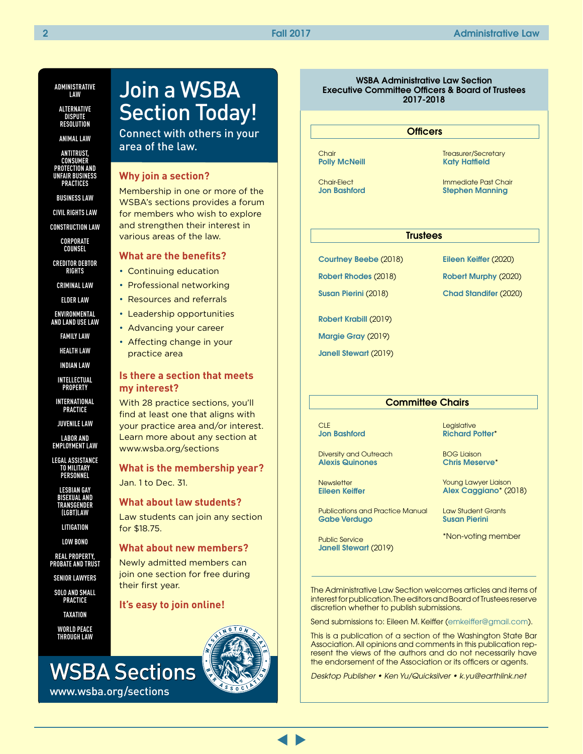# Join a WSBA Section Today!

Connect with others in your area of the law.

- ADMINISTRATIVE LAW
- ALTERNATIVE DISPUTE RESOLUTION
- ANIMAL LAW
- ANTITRUST, CONSUMER PROTECTION AND UNFAIR BUSINESS PRACTICES
- BUSINESS LAW
- CIVIL RIGHTS LAW
- CONSTRUCTION LAW
- CORPORATE COUNSEL
- CREDITOR DEBTOR RIGHTS
- CRIMINAL LAW
- ELDER LAW
- ENVIRONMENTAL AND LAND USE LAW
- FAMILY LAW
- HEALTH LAW
- INDIAN LAW
- INTELLECTUAL PROPERTY
- INTERNATIONAL PRACTICE
- JUVENILE LAW
- LABOR AND EMPLOYMENT LAW
- LEGAL ASSISTANCE TO MILITARY PERSONNEL
- LESBIAN GAY BISEXUAL AND TRANSGENDER (LGBT)LAW
- LITIGATION
- LOW BONO
- REAL PROPERTY, PROBATE AND TRUST
- SENIOR LAWYERS
- SOLO AND SMALL PRACTICE
- TAXATION
- WORLD PEACE THROUGH LAW

### Why join a section?

Membership in one or more of the WSBA's sections provides a forum for members who wish to explore and strengthen their interest in various areas of the law.

### What are the benefits?

- Continuing education
- Professional networking
- Resources and referrals
- Leadership opportunities
- Advancing your career
- Affecting change in your practice area

### Is there a section that meets my interest?

With 28 practice sections, you'll find at least one that aligns with your practice area and/or interest. Learn more about any section at www.wsba.org/sections

### What is the membership year?

Jan. 1 to Dec. 31.

### What about law students?

Law students can join any section for $18.75.

### What about new members?

Newly admitted members can join one section for free during their first year.

### It's easy to join online!

## WSBA Sections

www.wsba.org/sections

---

## WSBA Administrative Law Section Executive Committee Officers & Board of Trustees 2017-2018

### Officers

Chair
**Polly McNeill**

Chair-Elect
**Jon Bashford**

Treasurer/Secretary
**Katy Hatfield**

Immediate Past Chair
**Stephen Manning**

### Trustees

**Courtney Beebe** (2018)
**Robert Rhodes** (2018)
**Susan Pierini** (2018)

**Robert Krabill** (2019)
**Margie Gray** (2019)
**Janell Stewart** (2019)

**Eileen Keiffer** (2020)
**Robert Murphy** (2020)
**Chad Standifer** (2020)

### Committee Chairs

CLE
**Jon Bashford**

Diversity and Outreach
**Alexis Quinones**

Newsletter
**Eileen Keiffer**

Publications and Practice Manual
**Gabe Verdugo**

Public Service
**Janell Stewart** (2019)

Legislative
**Richard Potter***

BOG Liaison
**Chris Meserve***

Young Lawyer Liaison
**Alex Caggiano*** (2018)

Law Student Grants
**Susan Pierini**

*Non-voting member

---

The Administrative Law Section welcomes articles and items of interest for publication. The editors and Board of Trustees reserve discretion whether to publish submissions.

Send submissions to: Eileen M. Keiffer (emkeiffer@gmail.com).

This is a publication of a section of the Washington State Bar Association. All opinions and comments in this publication represent the views of the authors and do not necessarily have the endorsement of the Association or its officers or agents.

*Desktop Publisher • Ken Yu/Quicksilver • k.yu@earthlink.net*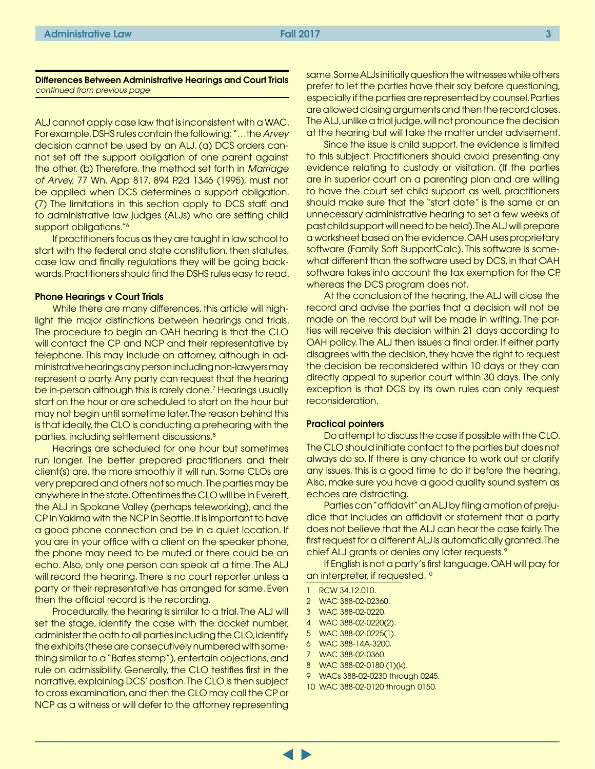**Differences Between Administrative Hearings and Court Trials**
*continued from previous page*

ALJ cannot apply case law that is inconsistent with a WAC. For example, DSHS rules contain the following: "…the *Arvey* decision cannot be used by an ALJ. (a) DCS orders cannot set off the support obligation of one parent against the other. (b) Therefore, the method set forth in *Marriage of Arvey*, 77 Wn. App 817, 894 P.2d 1346 (1995), must not be applied when DCS determines a support obligation. (7) The limitations in this section apply to DCS staff and to administrative law judges (ALJs) who are setting child support obligations."[6]

If practitioners focus as they are taught in law school to start with the federal and state constitution, then statutes, case law and finally regulations they will be going backwards. Practitioners should find the DSHS rules easy to read.

#### Phone Hearings v Court Trials

While there are many differences, this article will highlight the major distinctions between hearings and trials. The procedure to begin an OAH hearing is that the CLO will contact the CP and NCP and their representative by telephone. This may include an attorney, although in administrative hearings any person including non-lawyers may represent a party. Any party can request that the hearing be in-person although this is rarely done.[7] Hearings usually start on the hour or are scheduled to start on the hour but may not begin until sometime later. The reason behind this is that ideally, the CLO is conducting a prehearing with the parties, including settlement discussions.[8]

Hearings are scheduled for one hour but sometimes run longer. The better prepared practitioners and their client(s) are, the more smoothly it will run. Some CLOs are very prepared and others not so much. The parties may be anywhere in the state. Oftentimes the CLO will be in Everett, the ALJ in Spokane Valley (perhaps teleworking), and the CP in Yakima with the NCP in Seattle. It is important to have a good phone connection and be in a quiet location. If you are in your office with a client on the speaker phone, the phone may need to be muted or there could be an echo. Also, only one person can speak at a time. The ALJ will record the hearing. There is no court reporter unless a party or their representative has arranged for same. Even then the official record is the recording.

Procedurally, the hearing is similar to a trial. The ALJ will set the stage, identify the case with the docket number, administer the oath to all parties including the CLO, identify the exhibits (these are consecutively numbered with something similar to a "Bates stamp"), entertain objections, and rule on admissibility. Generally, the CLO testifies first in the narrative, explaining DCS' position. The CLO is then subject to cross examination, and then the CLO may call the CP or NCP as a witness or will defer to the attorney representing same. Some ALJs initially question the witnesses while others prefer to let the parties have their say before questioning, especially if the parties are represented by counsel. Parties are allowed closing arguments and then the record closes. The ALJ, unlike a trial judge, will not pronounce the decision at the hearing but will take the matter under advisement.

Since the issue is child support, the evidence is limited to this subject. Practitioners should avoid presenting any evidence relating to custody or visitation. (If the parties are in superior court on a parenting plan and are willing to have the court set child support as well, practitioners should make sure that the "start date" is the same or an unnecessary administrative hearing to set a few weeks of past child support will need to be held). The ALJ will prepare a worksheet based on the evidence. OAH uses proprietary software (Family Soft SupportCalc). This software is somewhat different than the software used by DCS, in that OAH software takes into account the tax exemption for the CP, whereas the DCS program does not.

At the conclusion of the hearing, the ALJ will close the record and advise the parties that a decision will not be made on the record but will be made in writing. The parties will receive this decision within 21 days according to OAH policy. The ALJ then issues a final order. If either party disagrees with the decision, they have the right to request the decision be reconsidered within 10 days or they can directly appeal to superior court within 30 days. The only exception is that DCS by its own rules can only request reconsideration.

#### Practical pointers

Do attempt to discuss the case if possible with the CLO. The CLO should initiate contact to the parties but does not always do so. If there is any chance to work out or clarify any issues, this is a good time to do it before the hearing. Also, make sure you have a good quality sound system as echoes are distracting.

Parties can "affidavit" an ALJ by filing a motion of prejudice that includes an affidavit or statement that a party does not believe that the ALJ can hear the case fairly. The first request for a different ALJ is automatically granted. The chief ALJ grants or denies any later requests.[9]

If English is not a party's first language, OAH will pay for an interpreter, if requested.[10]

1. RCW 34.12.010.
2. WAC 388-02-02360.
3. WAC 388-02-0220.
4. WAC 388-02-0220(2).
5. WAC 388-02-0225(1).
6. WAC 388-14A-3200.
7. WAC 388-02-0360.
8. WAC 388-02-0180 (1)(k).
9. WACs 388-02-0230 through 0245.
10. WAC 388-02-0120 through 0150.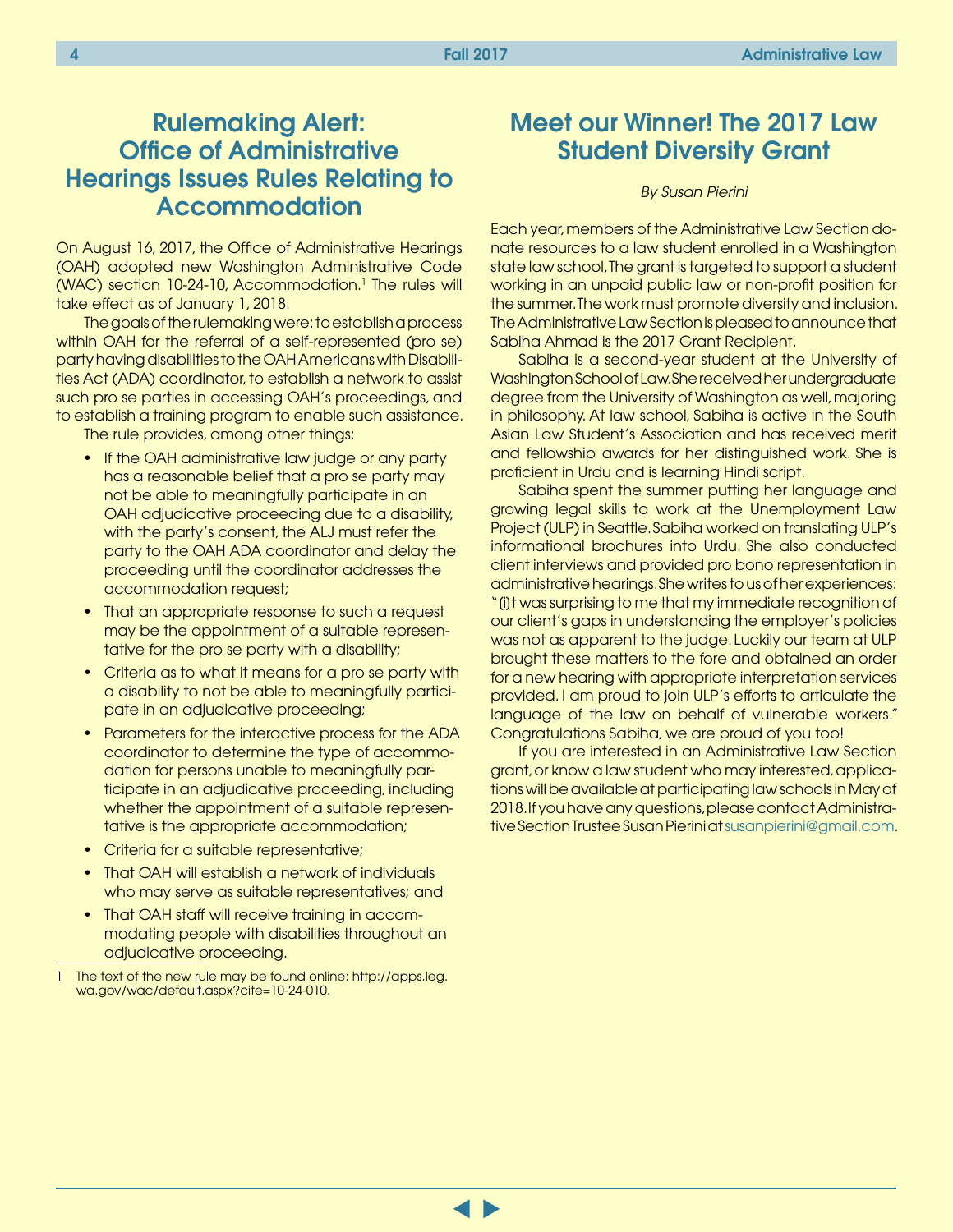# Rulemaking Alert: Office of Administrative Hearings Issues Rules Relating to Accommodation

On August 16, 2017, the Office of Administrative Hearings (OAH) adopted new Washington Administrative Code (WAC) section 10-24-10, Accommodation.[1] The rules will take effect as of January 1, 2018.

The goals of the rulemaking were: to establish a process within OAH for the referral of a self-represented (pro se) party having disabilities to the OAH Americans with Disabilities Act (ADA) coordinator, to establish a network to assist such pro se parties in accessing OAH's proceedings, and to establish a training program to enable such assistance.

The rule provides, among other things:

- If the OAH administrative law judge or any party has a reasonable belief that a pro se party may not be able to meaningfully participate in an OAH adjudicative proceeding due to a disability, with the party's consent, the ALJ must refer the party to the OAH ADA coordinator and delay the proceeding until the coordinator addresses the accommodation request;
- That an appropriate response to such a request may be the appointment of a suitable representative for the pro se party with a disability;
- Criteria as to what it means for a pro se party with a disability to not be able to meaningfully participate in an adjudicative proceeding;
- Parameters for the interactive process for the ADA coordinator to determine the type of accommodation for persons unable to meaningfully participate in an adjudicative proceeding, including whether the appointment of a suitable representative is the appropriate accommodation;
- Criteria for a suitable representative;
- That OAH will establish a network of individuals who may serve as suitable representatives; and
- That OAH staff will receive training in accommodating people with disabilities throughout an adjudicative proceeding.

1 The text of the new rule may be found online: http://apps.leg.wa.gov/wac/default.aspx?cite=10-24-010.

# Meet our Winner! The 2017 Law Student Diversity Grant

*By Susan Pierini*

Each year, members of the Administrative Law Section donate resources to a law student enrolled in a Washington state law school. The grant is targeted to support a student working in an unpaid public law or non-profit position for the summer. The work must promote diversity and inclusion. The Administrative Law Section is pleased to announce that Sabiha Ahmad is the 2017 Grant Recipient.

Sabiha is a second-year student at the University of Washington School of Law. She received her undergraduate degree from the University of Washington as well, majoring in philosophy. At law school, Sabiha is active in the South Asian Law Student's Association and has received merit and fellowship awards for her distinguished work. She is proficient in Urdu and is learning Hindi script.

Sabiha spent the summer putting her language and growing legal skills to work at the Unemployment Law Project (ULP) in Seattle. Sabiha worked on translating ULP's informational brochures into Urdu. She also conducted client interviews and provided pro bono representation in administrative hearings. She writes to us of her experiences: "(i)t was surprising to me that my immediate recognition of our client's gaps in understanding the employer's policies was not as apparent to the judge. Luckily our team at ULP brought these matters to the fore and obtained an order for a new hearing with appropriate interpretation services provided. I am proud to join ULP's efforts to articulate the language of the law on behalf of vulnerable workers." Congratulations Sabiha, we are proud of you too!

If you are interested in an Administrative Law Section grant, or know a law student who may interested, applications will be available at participating law schools in May of 2018. If you have any questions, please contact Administrative Section Trustee Susan Pierini at susanpierini@gmail.com.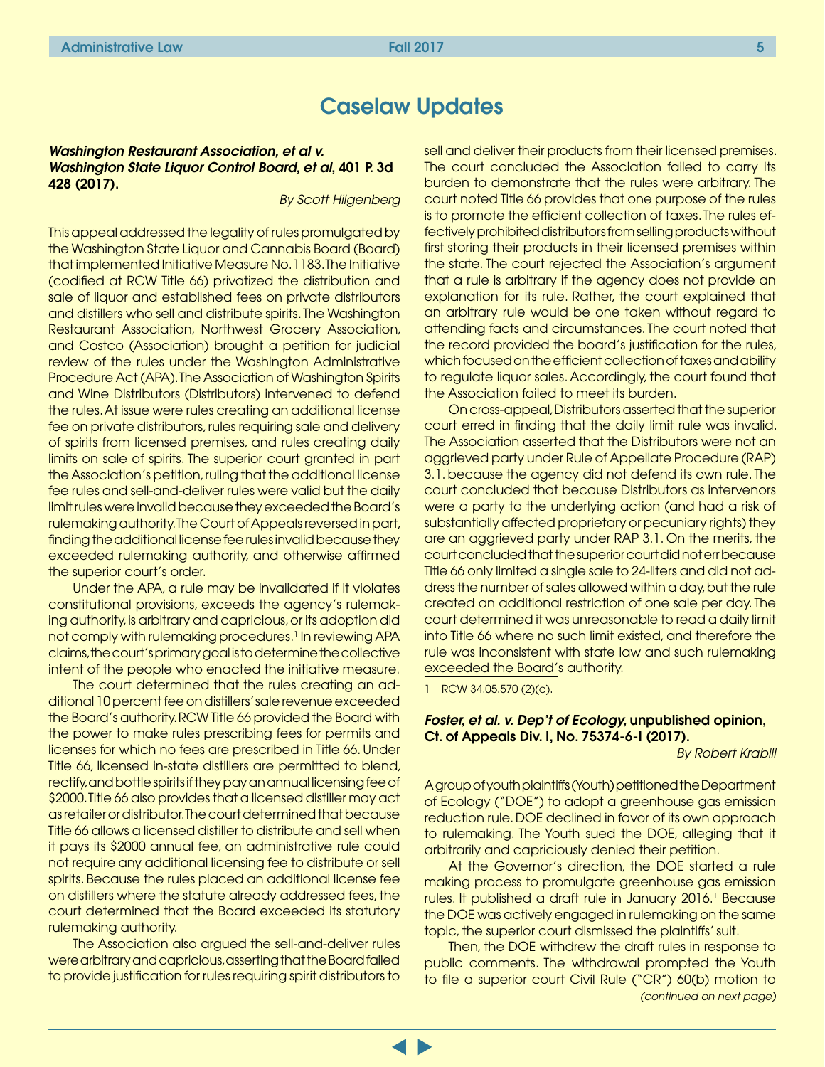## Caselaw Updates

***Washington Restaurant Association, et al v. Washington State Liquor Control Board, et al*, 401 P. 3d 428 (2017).**

*By Scott Hilgenberg*

This appeal addressed the legality of rules promulgated by the Washington State Liquor and Cannabis Board (Board) that implemented Initiative Measure No. 1183. The Initiative (codified at RCW Title 66) privatized the distribution and sale of liquor and established fees on private distributors and distillers who sell and distribute spirits. The Washington Restaurant Association, Northwest Grocery Association, and Costco (Association) brought a petition for judicial review of the rules under the Washington Administrative Procedure Act (APA). The Association of Washington Spirits and Wine Distributors (Distributors) intervened to defend the rules. At issue were rules creating an additional license fee on private distributors, rules requiring sale and delivery of spirits from licensed premises, and rules creating daily limits on sale of spirits. The superior court granted in part the Association's petition, ruling that the additional license fee rules and sell-and-deliver rules were valid but the daily limit rules were invalid because they exceeded the Board's rulemaking authority. The Court of Appeals reversed in part, finding the additional license fee rules invalid because they exceeded rulemaking authority, and otherwise affirmed the superior court's order.

Under the APA, a rule may be invalidated if it violates constitutional provisions, exceeds the agency's rulemaking authority, is arbitrary and capricious, or its adoption did not comply with rulemaking procedures.[1] In reviewing APA claims, the court's primary goal is to determine the collective intent of the people who enacted the initiative measure.

The court determined that the rules creating an additional 10 percent fee on distillers' sale revenue exceeded the Board's authority. RCW Title 66 provided the Board with the power to make rules prescribing fees for permits and licenses for which no fees are prescribed in Title 66. Under Title 66, licensed in-state distillers are permitted to blend, rectify, and bottle spirits if they pay an annual licensing fee of $2000. Title 66 also provides that a licensed distiller may act as retailer or distributor. The court determined that because Title 66 allows a licensed distiller to distribute and sell when it pays its $2000 annual fee, an administrative rule could not require any additional licensing fee to distribute or sell spirits. Because the rules placed an additional license fee on distillers where the statute already addressed fees, the court determined that the Board exceeded its statutory rulemaking authority.

The Association also argued the sell-and-deliver rules were arbitrary and capricious, asserting that the Board failed to provide justification for rules requiring spirit distributors to sell and deliver their products from their licensed premises. The court concluded the Association failed to carry its burden to demonstrate that the rules were arbitrary. The court noted Title 66 provides that one purpose of the rules is to promote the efficient collection of taxes. The rules effectively prohibited distributors from selling products without first storing their products in their licensed premises within the state. The court rejected the Association's argument that a rule is arbitrary if the agency does not provide an explanation for its rule. Rather, the court explained that an arbitrary rule would be one taken without regard to attending facts and circumstances. The court noted that the record provided the board's justification for the rules, which focused on the efficient collection of taxes and ability to regulate liquor sales. Accordingly, the court found that the Association failed to meet its burden.

On cross-appeal, Distributors asserted that the superior court erred in finding that the daily limit rule was invalid. The Association asserted that the Distributors were not an aggrieved party under Rule of Appellate Procedure (RAP) 3.1. because the agency did not defend its own rule. The court concluded that because Distributors as intervenors were a party to the underlying action (and had a risk of substantially affected proprietary or pecuniary rights) they are an aggrieved party under RAP 3.1. On the merits, the court concluded that the superior court did not err because Title 66 only limited a single sale to 24-liters and did not address the number of sales allowed within a day, but the rule created an additional restriction of one sale per day. The court determined it was unreasonable to read a daily limit into Title 66 where no such limit existed, and therefore the rule was inconsistent with state law and such rulemaking exceeded the Board's authority.

1 RCW 34.05.570 (2)(c).

***Foster, et al. v. Dep't of Ecology*, unpublished opinion, Ct. of Appeals Div. I, No. 75374-6-I (2017).**

*By Robert Krabill*

A group of youth plaintiffs (Youth) petitioned the Department of Ecology ("DOE") to adopt a greenhouse gas emission reduction rule. DOE declined in favor of its own approach to rulemaking. The Youth sued the DOE, alleging that it arbitrarily and capriciously denied their petition.

At the Governor's direction, the DOE started a rule making process to promulgate greenhouse gas emission rules. It published a draft rule in January 2016.[1] Because the DOE was actively engaged in rulemaking on the same topic, the superior court dismissed the plaintiffs' suit.

Then, the DOE withdrew the draft rules in response to public comments. The withdrawal prompted the Youth to file a superior court Civil Rule ("CR") 60(b) motion to

*(continued on next page)*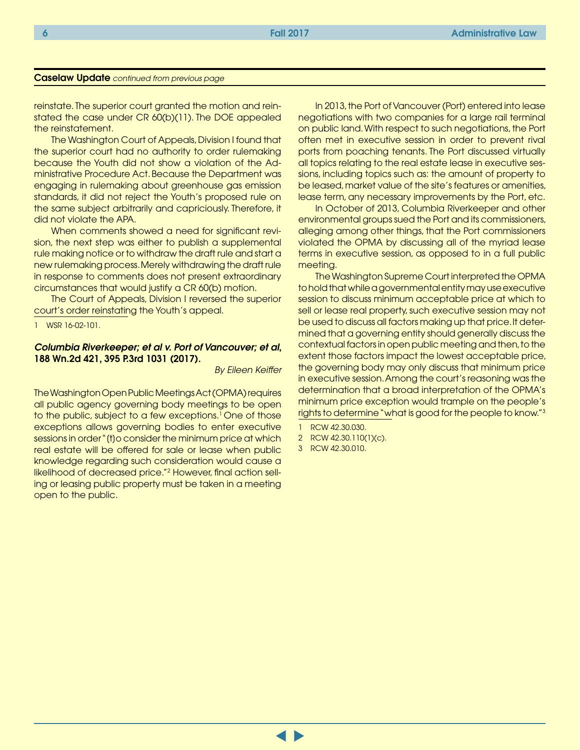**Caselaw Update** *continued from previous page*

reinstate. The superior court granted the motion and reinstated the case under CR 60(b)(11). The DOE appealed the reinstatement.

The Washington Court of Appeals, Division I found that the superior court had no authority to order rulemaking because the Youth did not show a violation of the Administrative Procedure Act. Because the Department was engaging in rulemaking about greenhouse gas emission standards, it did not reject the Youth's proposed rule on the same subject arbitrarily and capriciously. Therefore, it did not violate the APA.

When comments showed a need for significant revision, the next step was either to publish a supplemental rule making notice or to withdraw the draft rule and start a new rulemaking process. Merely withdrawing the draft rule in response to comments does not present extraordinary circumstances that would justify a CR 60(b) motion.

The Court of Appeals, Division I reversed the superior court's order reinstating the Youth's appeal.

1 WSR 16-02-101.

### *Columbia Riverkeeper; et al v. Port of Vancouver; et al*, 188 Wn.2d 421, 395 P.3rd 1031 (2017).

*By Eileen Keiffer*

The Washington Open Public Meetings Act (OPMA) requires all public agency governing body meetings to be open to the public, subject to a few exceptions.[1] One of those exceptions allows governing bodies to enter executive sessions in order "(t)o consider the minimum price at which real estate will be offered for sale or lease when public knowledge regarding such consideration would cause a likelihood of decreased price."[2] However, final action selling or leasing public property must be taken in a meeting open to the public.

In 2013, the Port of Vancouver (Port) entered into lease negotiations with two companies for a large rail terminal on public land. With respect to such negotiations, the Port often met in executive session in order to prevent rival ports from poaching tenants. The Port discussed virtually all topics relating to the real estate lease in executive sessions, including topics such as: the amount of property to be leased, market value of the site's features or amenities, lease term, any necessary improvements by the Port, etc.

In October of 2013, Columbia Riverkeeper and other environmental groups sued the Port and its commissioners, alleging among other things, that the Port commissioners violated the OPMA by discussing all of the myriad lease terms in executive session, as opposed to in a full public meeting.

The Washington Supreme Court interpreted the OPMA to hold that while a governmental entity may use executive session to discuss minimum acceptable price at which to sell or lease real property, such executive session may not be used to discuss all factors making up that price. It determined that a governing entity should generally discuss the contextual factors in open public meeting and then, to the extent those factors impact the lowest acceptable price, the governing body may only discuss that minimum price in executive session. Among the court's reasoning was the determination that a broad interpretation of the OPMA's minimum price exception would trample on the people's rights to determine "what is good for the people to know."[3]

1 RCW 42.30.030.

2 RCW 42.30.110(1)(c).

3 RCW 42.30.010.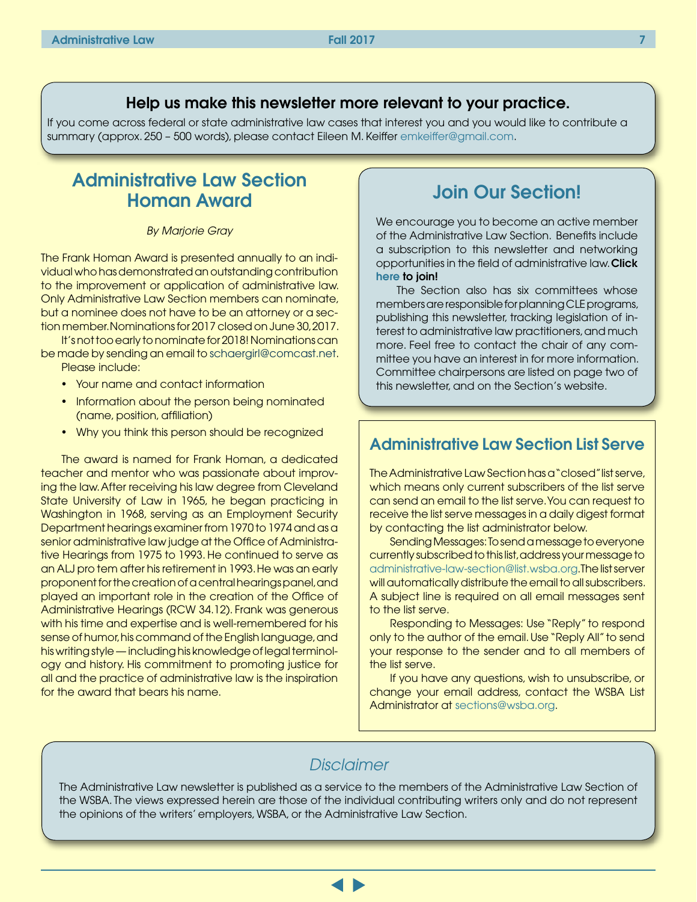## Help us make this newsletter more relevant to your practice.

If you come across federal or state administrative law cases that interest you and you would like to contribute a summary (approx. 250 – 500 words), please contact Eileen M. Keiffer emkeiffer@gmail.com.

## Administrative Law Section Homan Award

*By Marjorie Gray*

The Frank Homan Award is presented annually to an individual who has demonstrated an outstanding contribution to the improvement or application of administrative law. Only Administrative Law Section members can nominate, but a nominee does not have to be an attorney or a section member. Nominations for 2017 closed on June 30, 2017.

It's not too early to nominate for 2018! Nominations can be made by sending an email to schaergirl@comcast.net.

Please include:

- Your name and contact information
- Information about the person being nominated (name, position, affiliation)
- Why you think this person should be recognized

The award is named for Frank Homan, a dedicated teacher and mentor who was passionate about improving the law. After receiving his law degree from Cleveland State University of Law in 1965, he began practicing in Washington in 1968, serving as an Employment Security Department hearings examiner from 1970 to 1974 and as a senior administrative law judge at the Office of Administrative Hearings from 1975 to 1993. He continued to serve as an ALJ pro tem after his retirement in 1993. He was an early proponent for the creation of a central hearings panel, and played an important role in the creation of the Office of Administrative Hearings (RCW 34.12). Frank was generous with his time and expertise and is well-remembered for his sense of humor, his command of the English language, and his writing style — including his knowledge of legal terminology and history. His commitment to promoting justice for all and the practice of administrative law is the inspiration for the award that bears his name.

## Join Our Section!

We encourage you to become an active member of the Administrative Law Section. Benefits include a subscription to this newsletter and networking opportunities in the field of administrative law. **Click here to join!**

The Section also has six committees whose members are responsible for planning CLE programs, publishing this newsletter, tracking legislation of interest to administrative law practitioners, and much more. Feel free to contact the chair of any committee you have an interest in for more information. Committee chairpersons are listed on page two of this newsletter, and on the Section's website.

## Administrative Law Section List Serve

The Administrative Law Section has a "closed" list serve, which means only current subscribers of the list serve can send an email to the list serve. You can request to receive the list serve messages in a daily digest format by contacting the list administrator below.

Sending Messages: To send a message to everyone currently subscribed to this list, address your message to administrative-law-section@list.wsba.org. The list server will automatically distribute the email to all subscribers. A subject line is required on all email messages sent to the list serve.

Responding to Messages: Use "Reply" to respond only to the author of the email. Use "Reply All" to send your response to the sender and to all members of the list serve.

If you have any questions, wish to unsubscribe, or change your email address, contact the WSBA List Administrator at sections@wsba.org.

## *Disclaimer*

The Administrative Law newsletter is published as a service to the members of the Administrative Law Section of the WSBA. The views expressed herein are those of the individual contributing writers only and do not represent the opinions of the writers' employers, WSBA, or the Administrative Law Section.